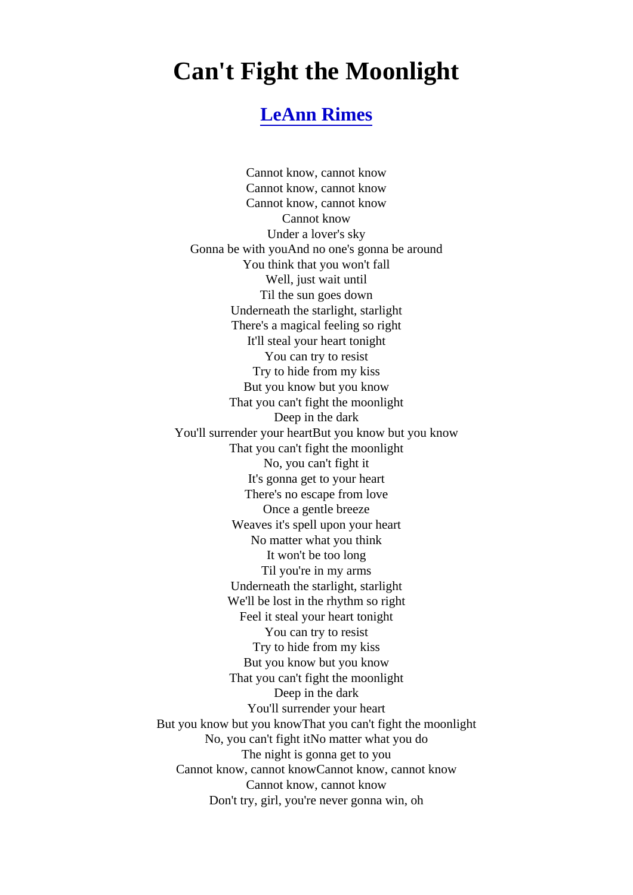## Can't Fight the Moonlight

## [LeAnn Rimes](https://www.jetlyrics.net/search.html?q=LeAnn+Rimes)

Cannot know, cannot know Cannot know, cannot know Cannot know, cannot know Cannot know Under a lover's sky Gonna be with youAnd no one's gonna be around You think that you won't fall Well, just wait until Til the sun goes down Underneath the starlight, starlight There's a magical feeling so right It'll steal your heart tonight You can try to resist Try to hide from my kiss But you know but you know That you can't fight the moonlight Deep in the dark You'll surrender your heartBut you know but you know That you can't fight the moonlight No, you can't fight it It's gonna get to your heart There's no escape from love Once a gentle breeze Weaves it's spell upon your heart No matter what you think It won't be too long Til you're in my arms Underneath the starlight, starlight We'll be lost in the rhythm so right Feel it steal your heart tonight You can try to resist Try to hide from my kiss But you know but you know That you can't fight the moonlight Deep in the dark You'll surrender your heart But you know but you knowThat you can't fight the moonlight No, you can't fight itNo matter what you do The night is gonna get to you Cannot know, cannot knowCannot know, cannot know Cannot know, cannot know Don't try, girl, you're never gonna win, oh